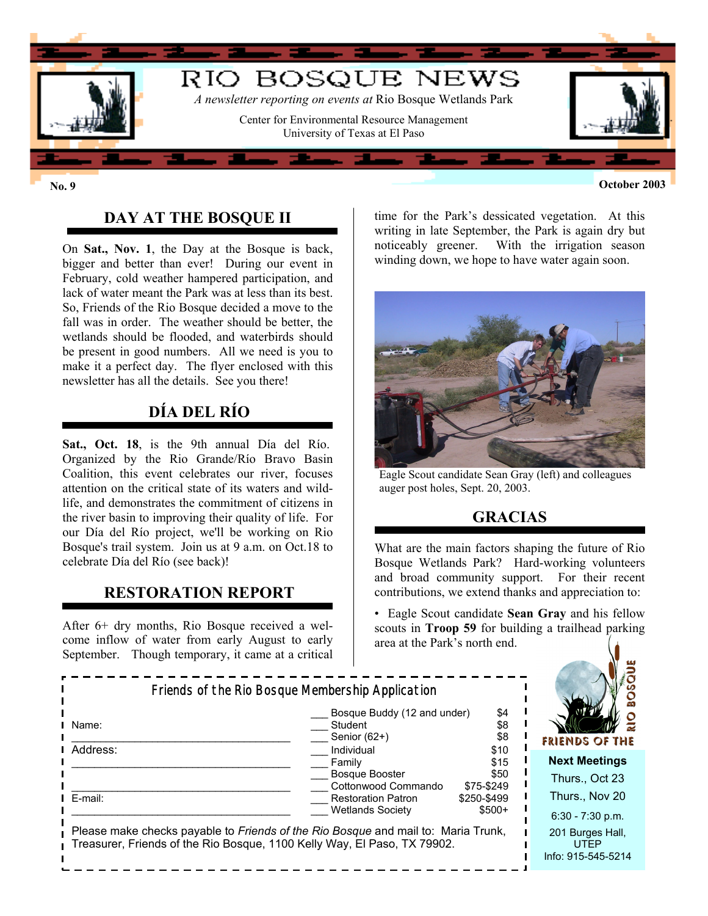# RIO BOSQUE NEWS

*A newsletter reporting on events at* Rio Bosque Wetlands Park

Center for Environmental Resource Management
University of Texas at El Paso

**No. 9** | **October 2003**

## DAY AT THE BOSQUE II

On **Sat., Nov. 1**, the Day at the Bosque is back, bigger and better than ever! During our event in February, cold weather hampered participation, and lack of water meant the Park was at less than its best. So, Friends of the Rio Bosque decided a move to the fall was in order. The weather should be better, the wetlands should be flooded, and waterbirds should be present in good numbers. All we need is you to make it a perfect day. The flyer enclosed with this newsletter has all the details. See you there!

## DÍA DEL RÍO

**Sat., Oct. 18**, is the 9th annual Día del Río. Organized by the Rio Grande/Río Bravo Basin Coalition, this event celebrates our river, focuses attention on the critical state of its waters and wildlife, and demonstrates the commitment of citizens in the river basin to improving their quality of life. For our Día del Río project, we'll be working on Rio Bosque's trail system. Join us at 9 a.m. on Oct.18 to celebrate Día del Río (see back)!

## RESTORATION REPORT

After 6+ dry months, Rio Bosque received a welcome inflow of water from early August to early September. Though temporary, it came at a critical time for the Park's dessicated vegetation. At this writing in late September, the Park is again dry but noticeably greener. With the irrigation season winding down, we hope to have water again soon.

Eagle Scout candidate Sean Gray (left) and colleagues auger post holes, Sept. 20, 2003.

## GRACIAS

What are the main factors shaping the future of Rio Bosque Wetlands Park? Hard-working volunteers and broad community support. For their recent contributions, we extend thanks and appreciation to:

- Eagle Scout candidate **Sean Gray** and his fellow scouts in **Troop 59** for building a trailhead parking area at the Park's north end.

---

### Friends of the Rio Bosque Membership Application

Name: ______________________________

Address: ______________________________

______________________________

E-mail: ______________________________

| | Membership | Dues |
|---|---|---|
| ___ | Bosque Buddy (12 and under) | $4 |
| ___ | Student | $8 |
| ___ | Senior (62+) | $8 |
| ___ | Individual | $10 |
| ___ | Family | $15 |
| ___ | Bosque Booster | $50 |
| ___ | Cottonwood Commando | $75-$249 |
| ___ | Restoration Patron | $250-$499 |
| ___ | Wetlands Society | $500+ |

Please make checks payable to *Friends of the Rio Bosque* and mail to: Maria Trunk, Treasurer, Friends of the Rio Bosque, 1100 Kelly Way, El Paso, TX 79902.

---

FRIENDS OF THE RIO BOSQUE

**Next Meetings**

Thurs., Oct 23

Thurs., Nov 20

6:30 - 7:30 p.m.

201 Burges Hall, UTEP

Info: 915-545-5214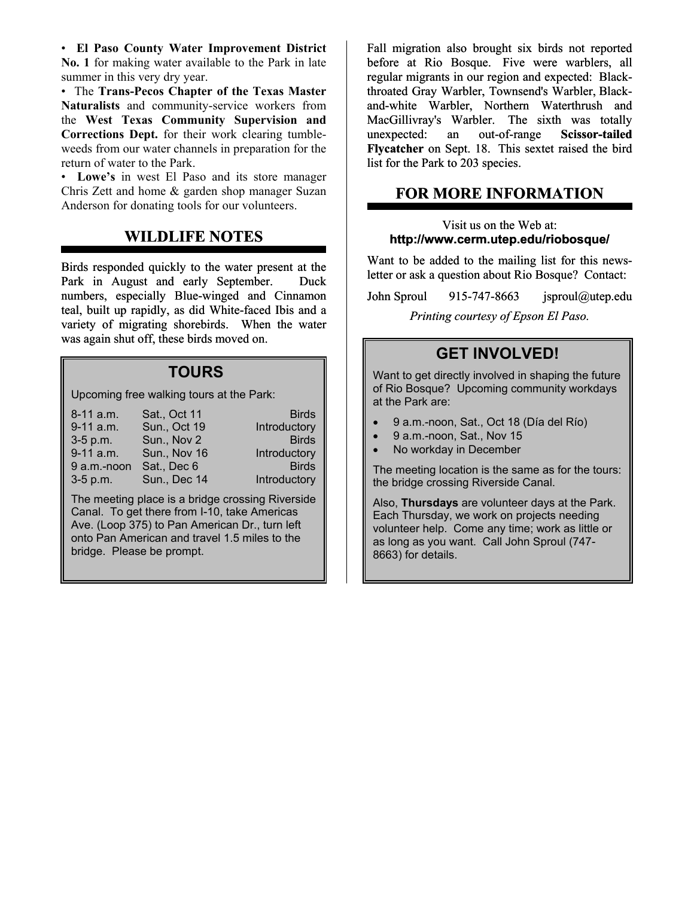- **El Paso County Water Improvement District No. 1** for making water available to the Park in late summer in this very dry year.
- The **Trans-Pecos Chapter of the Texas Master Naturalists** and community-service workers from the **West Texas Community Supervision and Corrections Dept.** for their work clearing tumble-weeds from our water channels in preparation for the return of water to the Park.
- **Lowe's** in west El Paso and its store manager Chris Zett and home & garden shop manager Suzan Anderson for donating tools for our volunteers.

## WILDLIFE NOTES

Birds responded quickly to the water present at the Park in August and early September. Duck numbers, especially Blue-winged and Cinnamon teal, built up rapidly, as did White-faced Ibis and a variety of migrating shorebirds. When the water was again shut off, these birds moved on.

## TOURS

Upcoming free walking tours at the Park:

| | | |
|---|---|---|
| 8-11 a.m. | Sat., Oct 11 | Birds |
| 9-11 a.m. | Sun., Oct 19 | Introductory |
| 3-5 p.m. | Sun., Nov 2 | Birds |
| 9-11 a.m. | Sun., Nov 16 | Introductory |
| 9 a.m.-noon | Sat., Dec 6 | Birds |
| 3-5 p.m. | Sun., Dec 14 | Introductory |

The meeting place is a bridge crossing Riverside Canal. To get there from I-10, take Americas Ave. (Loop 375) to Pan American Dr., turn left onto Pan American and travel 1.5 miles to the bridge. Please be prompt.

Fall migration also brought six birds not reported before at Rio Bosque. Five were warblers, all regular migrants in our region and expected: Black-throated Gray Warbler, Townsend's Warbler, Black-and-white Warbler, Northern Waterthrush and MacGillivray's Warbler. The sixth was totally unexpected: an out-of-range **Scissor-tailed Flycatcher** on Sept. 18. This sextet raised the bird list for the Park to 203 species.

## FOR MORE INFORMATION

Visit us on the Web at:
**http://www.cerm.utep.edu/riobosque/**

Want to be added to the mailing list for this newsletter or ask a question about Rio Bosque? Contact:

John Sproul 915-747-8663 jsproul@utep.edu

*Printing courtesy of Epson El Paso.*

## GET INVOLVED!

Want to get directly involved in shaping the future of Rio Bosque? Upcoming community workdays at the Park are:

- 9 a.m.-noon, Sat., Oct 18 (Día del Río)
- 9 a.m.-noon, Sat., Nov 15
- No workday in December

The meeting location is the same as for the tours: the bridge crossing Riverside Canal.

Also, **Thursdays** are volunteer days at the Park. Each Thursday, we work on projects needing volunteer help. Come any time; work as little or as long as you want. Call John Sproul (747-8663) for details.